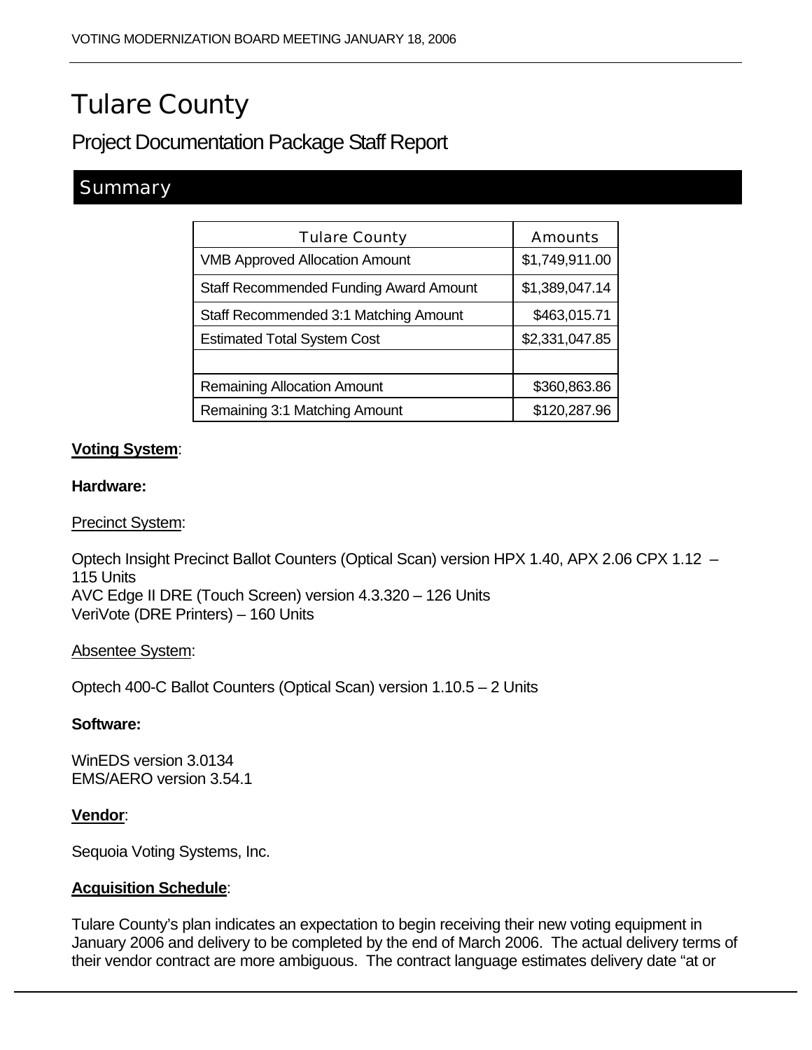# Tulare County

## Project Documentation Package Staff Report

## Summary

| Tulare County | Amounts |
|---|---|
| VMB Approved Allocation Amount | $1,749,911.00 |
| Staff Recommended Funding Award Amount | $1,389,047.14 |
| Staff Recommended 3:1 Matching Amount | $463,015.71 |
| Estimated Total System Cost | $2,331,047.85 |
| | |
| Remaining Allocation Amount | $360,863.86 |
| Remaining 3:1 Matching Amount | $120,287.96 |

**Voting System**:

**Hardware:**

Precinct System:

Optech Insight Precinct Ballot Counters (Optical Scan) version HPX 1.40, APX 2.06 CPX 1.12 – 115 Units
AVC Edge II DRE (Touch Screen) version 4.3.320 – 126 Units
VeriVote (DRE Printers) – 160 Units

Absentee System:

Optech 400-C Ballot Counters (Optical Scan) version 1.10.5 – 2 Units

**Software:**

WinEDS version 3.0134
EMS/AERO version 3.54.1

**Vendor**:

Sequoia Voting Systems, Inc.

**Acquisition Schedule**:

Tulare County's plan indicates an expectation to begin receiving their new voting equipment in January 2006 and delivery to be completed by the end of March 2006. The actual delivery terms of their vendor contract are more ambiguous. The contract language estimates delivery date "at or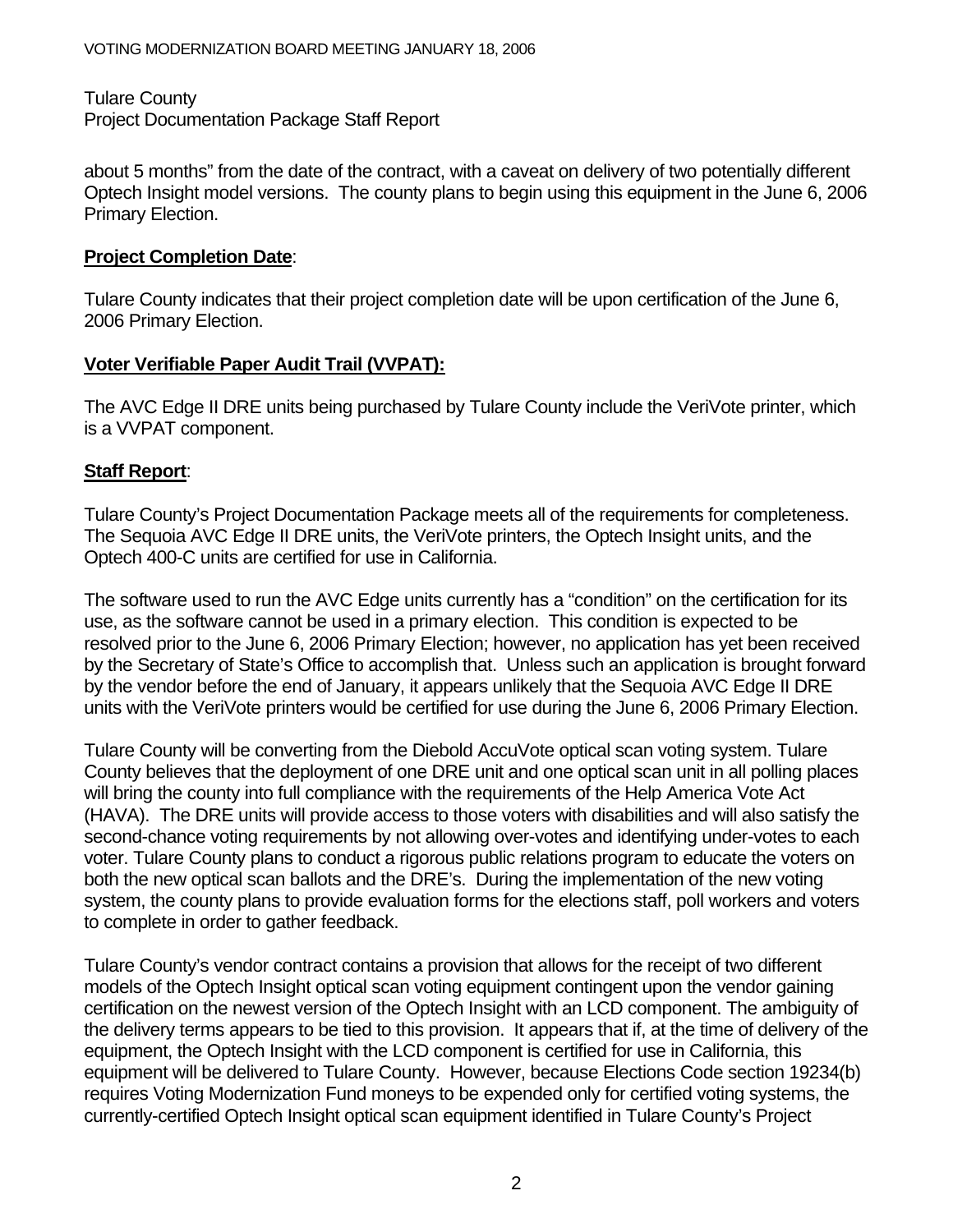about 5 months" from the date of the contract, with a caveat on delivery of two potentially different Optech Insight model versions. The county plans to begin using this equipment in the June 6, 2006 Primary Election.

**Project Completion Date**:

Tulare County indicates that their project completion date will be upon certification of the June 6, 2006 Primary Election.

**Voter Verifiable Paper Audit Trail (VVPAT):**

The AVC Edge II DRE units being purchased by Tulare County include the VeriVote printer, which is a VVPAT component.

**Staff Report**:

Tulare County's Project Documentation Package meets all of the requirements for completeness. The Sequoia AVC Edge II DRE units, the VeriVote printers, the Optech Insight units, and the Optech 400-C units are certified for use in California.

The software used to run the AVC Edge units currently has a "condition" on the certification for its use, as the software cannot be used in a primary election. This condition is expected to be resolved prior to the June 6, 2006 Primary Election; however, no application has yet been received by the Secretary of State's Office to accomplish that. Unless such an application is brought forward by the vendor before the end of January, it appears unlikely that the Sequoia AVC Edge II DRE units with the VeriVote printers would be certified for use during the June 6, 2006 Primary Election.

Tulare County will be converting from the Diebold AccuVote optical scan voting system. Tulare County believes that the deployment of one DRE unit and one optical scan unit in all polling places will bring the county into full compliance with the requirements of the Help America Vote Act (HAVA). The DRE units will provide access to those voters with disabilities and will also satisfy the second-chance voting requirements by not allowing over-votes and identifying under-votes to each voter. Tulare County plans to conduct a rigorous public relations program to educate the voters on both the new optical scan ballots and the DRE's. During the implementation of the new voting system, the county plans to provide evaluation forms for the elections staff, poll workers and voters to complete in order to gather feedback.

Tulare County's vendor contract contains a provision that allows for the receipt of two different models of the Optech Insight optical scan voting equipment contingent upon the vendor gaining certification on the newest version of the Optech Insight with an LCD component. The ambiguity of the delivery terms appears to be tied to this provision. It appears that if, at the time of delivery of the equipment, the Optech Insight with the LCD component is certified for use in California, this equipment will be delivered to Tulare County. However, because Elections Code section 19234(b) requires Voting Modernization Fund moneys to be expended only for certified voting systems, the currently-certified Optech Insight optical scan equipment identified in Tulare County's Project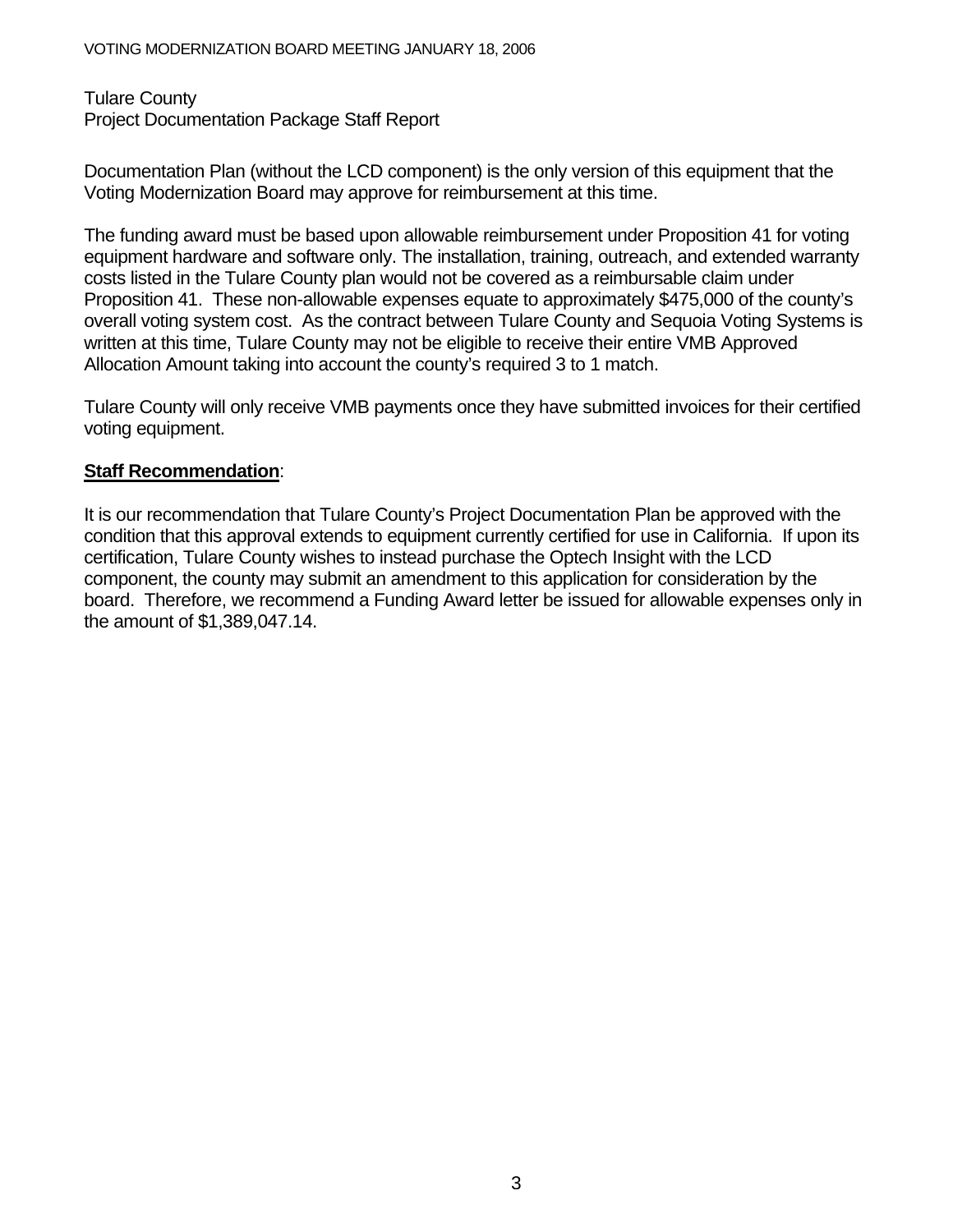Tulare County
Project Documentation Package Staff Report

Documentation Plan (without the LCD component) is the only version of this equipment that the Voting Modernization Board may approve for reimbursement at this time.

The funding award must be based upon allowable reimbursement under Proposition 41 for voting equipment hardware and software only. The installation, training, outreach, and extended warranty costs listed in the Tulare County plan would not be covered as a reimbursable claim under Proposition 41. These non-allowable expenses equate to approximately $475,000 of the county's overall voting system cost. As the contract between Tulare County and Sequoia Voting Systems is written at this time, Tulare County may not be eligible to receive their entire VMB Approved Allocation Amount taking into account the county's required 3 to 1 match.

Tulare County will only receive VMB payments once they have submitted invoices for their certified voting equipment.

**Staff Recommendation**:

It is our recommendation that Tulare County's Project Documentation Plan be approved with the condition that this approval extends to equipment currently certified for use in California. If upon its certification, Tulare County wishes to instead purchase the Optech Insight with the LCD component, the county may submit an amendment to this application for consideration by the board. Therefore, we recommend a Funding Award letter be issued for allowable expenses only in the amount of $1,389,047.14.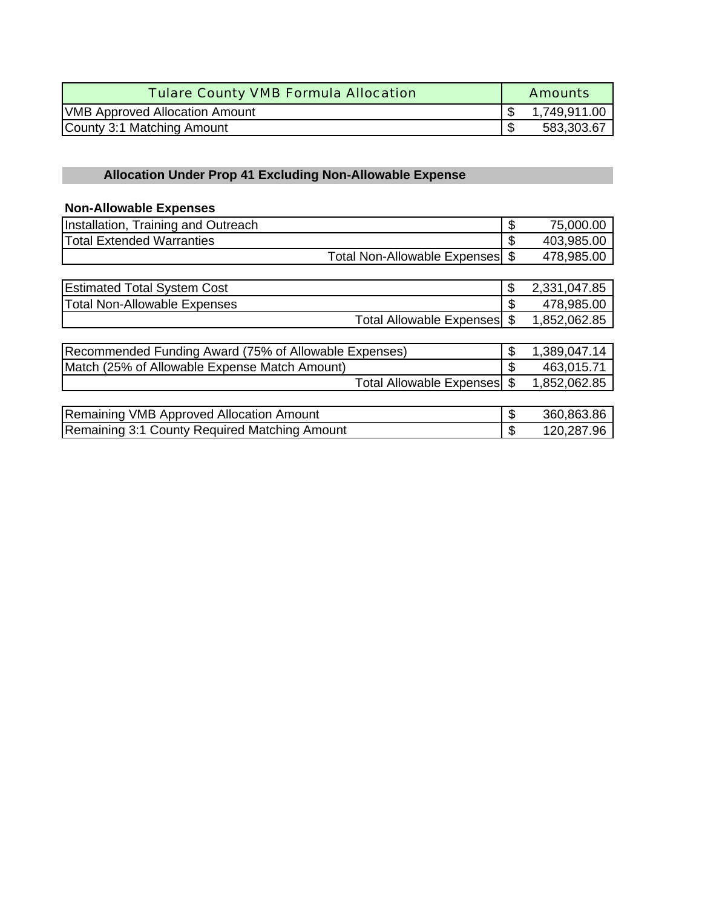| Tulare County VMB Formula Allocation | Amounts |
|---|---|
| VMB Approved Allocation Amount | $ 1,749,911.00 |
| County 3:1 Matching Amount | $ 583,303.67 |

## Allocation Under Prop 41 Excluding Non-Allowable Expense

**Non-Allowable Expenses**

| | |
|---|---|
| Installation, Training and Outreach | $ 75,000.00 |
| Total Extended Warranties | $ 403,985.00 |
| Total Non-Allowable Expenses | $ 478,985.00 |

| | |
|---|---|
| Estimated Total System Cost | $ 2,331,047.85 |
| Total Non-Allowable Expenses | $ 478,985.00 |
| Total Allowable Expenses | $ 1,852,062.85 |

| | |
|---|---|
| Recommended Funding Award (75% of Allowable Expenses) | $ 1,389,047.14 |
| Match (25% of Allowable Expense Match Amount) | $ 463,015.71 |
| Total Allowable Expenses | $ 1,852,062.85 |

| | |
|---|---|
| Remaining VMB Approved Allocation Amount | $ 360,863.86 |
| Remaining 3:1 County Required Matching Amount | $ 120,287.96 |